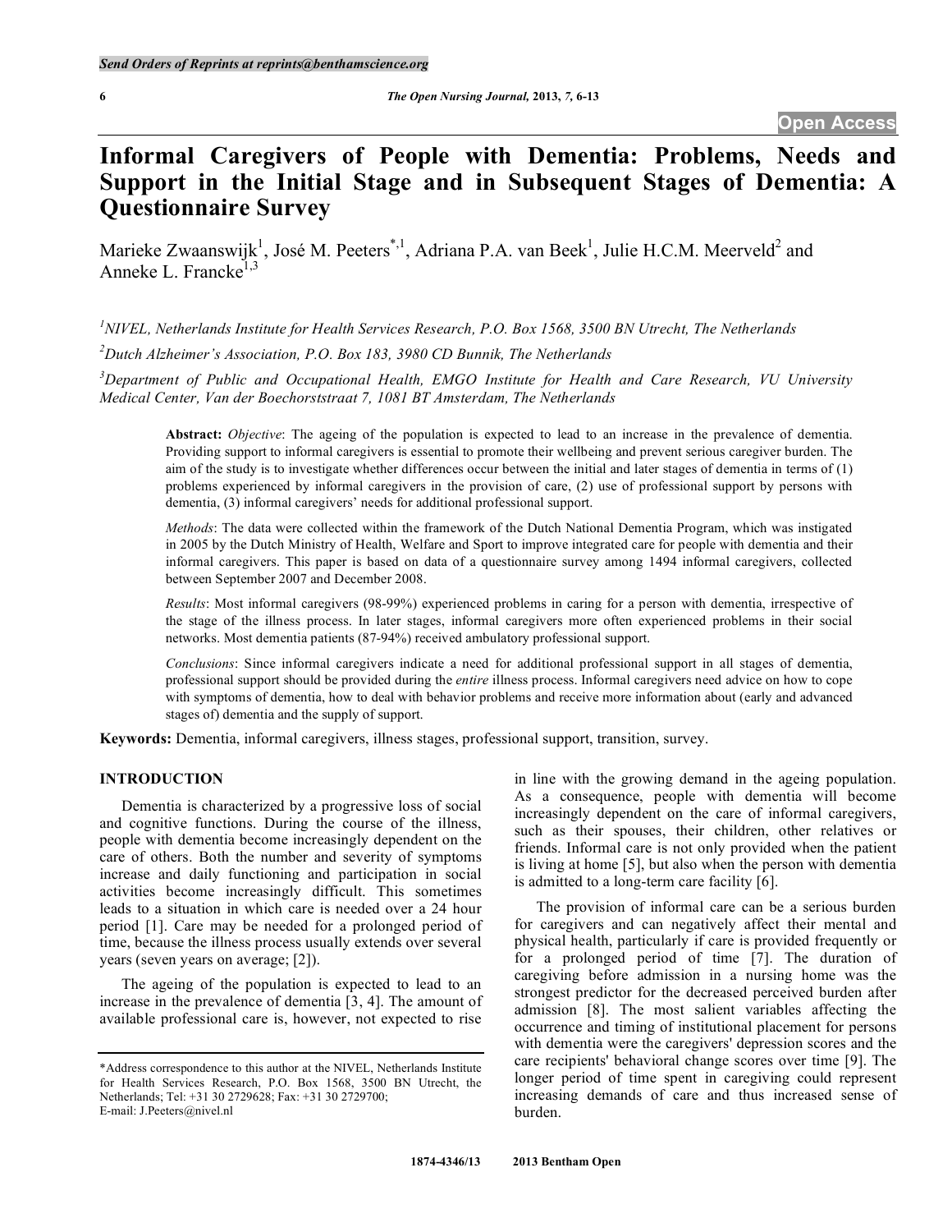# Informal Caregivers of People with Dementia: Problems, Needs and Support in the Initial Stage and in Subsequent Stages of Dementia: A Questionnaire Survey

Marieke Zwaanswijk[1], José M. Peeters[*,1], Adriana P.A. van Beek[1], Julie H.C.M. Meerveld[2] and Anneke L. Francke[1,3]

[1]NIVEL, Netherlands Institute for Health Services Research, P.O. Box 1568, 3500 BN Utrecht, The Netherlands

[2]Dutch Alzheimer's Association, P.O. Box 183, 3980 CD Bunnik, The Netherlands

[3]Department of Public and Occupational Health, EMGO Institute for Health and Care Research, VU University Medical Center, Van der Boechorststraat 7, 1081 BT Amsterdam, The Netherlands

**Abstract:** *Objective*: The ageing of the population is expected to lead to an increase in the prevalence of dementia. Providing support to informal caregivers is essential to promote their wellbeing and prevent serious caregiver burden. The aim of the study is to investigate whether differences occur between the initial and later stages of dementia in terms of (1) problems experienced by informal caregivers in the provision of care, (2) use of professional support by persons with dementia, (3) informal caregivers' needs for additional professional support.

*Methods*: The data were collected within the framework of the Dutch National Dementia Program, which was instigated in 2005 by the Dutch Ministry of Health, Welfare and Sport to improve integrated care for people with dementia and their informal caregivers. This paper is based on data of a questionnaire survey among 1494 informal caregivers, collected between September 2007 and December 2008.

*Results*: Most informal caregivers (98-99%) experienced problems in caring for a person with dementia, irrespective of the stage of the illness process. In later stages, informal caregivers more often experienced problems in their social networks. Most dementia patients (87-94%) received ambulatory professional support.

*Conclusions*: Since informal caregivers indicate a need for additional professional support in all stages of dementia, professional support should be provided during the *entire* illness process. Informal caregivers need advice on how to cope with symptoms of dementia, how to deal with behavior problems and receive more information about (early and advanced stages of) dementia and the supply of support.

**Keywords:** Dementia, informal caregivers, illness stages, professional support, transition, survey.

## INTRODUCTION

Dementia is characterized by a progressive loss of social and cognitive functions. During the course of the illness, people with dementia become increasingly dependent on the care of others. Both the number and severity of symptoms increase and daily functioning and participation in social activities become increasingly difficult. This sometimes leads to a situation in which care is needed over a 24 hour period [1]. Care may be needed for a prolonged period of time, because the illness process usually extends over several years (seven years on average; [2]).

The ageing of the population is expected to lead to an increase in the prevalence of dementia [3, 4]. The amount of available professional care is, however, not expected to rise in line with the growing demand in the ageing population. As a consequence, people with dementia will become increasingly dependent on the care of informal caregivers, such as their spouses, their children, other relatives or friends. Informal care is not only provided when the patient is living at home [5], but also when the person with dementia is admitted to a long-term care facility [6].

The provision of informal care can be a serious burden for caregivers and can negatively affect their mental and physical health, particularly if care is provided frequently or for a prolonged period of time [7]. The duration of caregiving before admission in a nursing home was the strongest predictor for the decreased perceived burden after admission [8]. The most salient variables affecting the occurrence and timing of institutional placement for persons with dementia were the caregivers' depression scores and the care recipients' behavioral change scores over time [9]. The longer period of time spent in caregiving could represent increasing demands of care and thus increased sense of burden.

*Address correspondence to this author at the NIVEL, Netherlands Institute for Health Services Research, P.O. Box 1568, 3500 BN Utrecht, the Netherlands; Tel: +31 30 2729628; Fax: +31 30 2729700; E-mail: J.Peeters@nivel.nl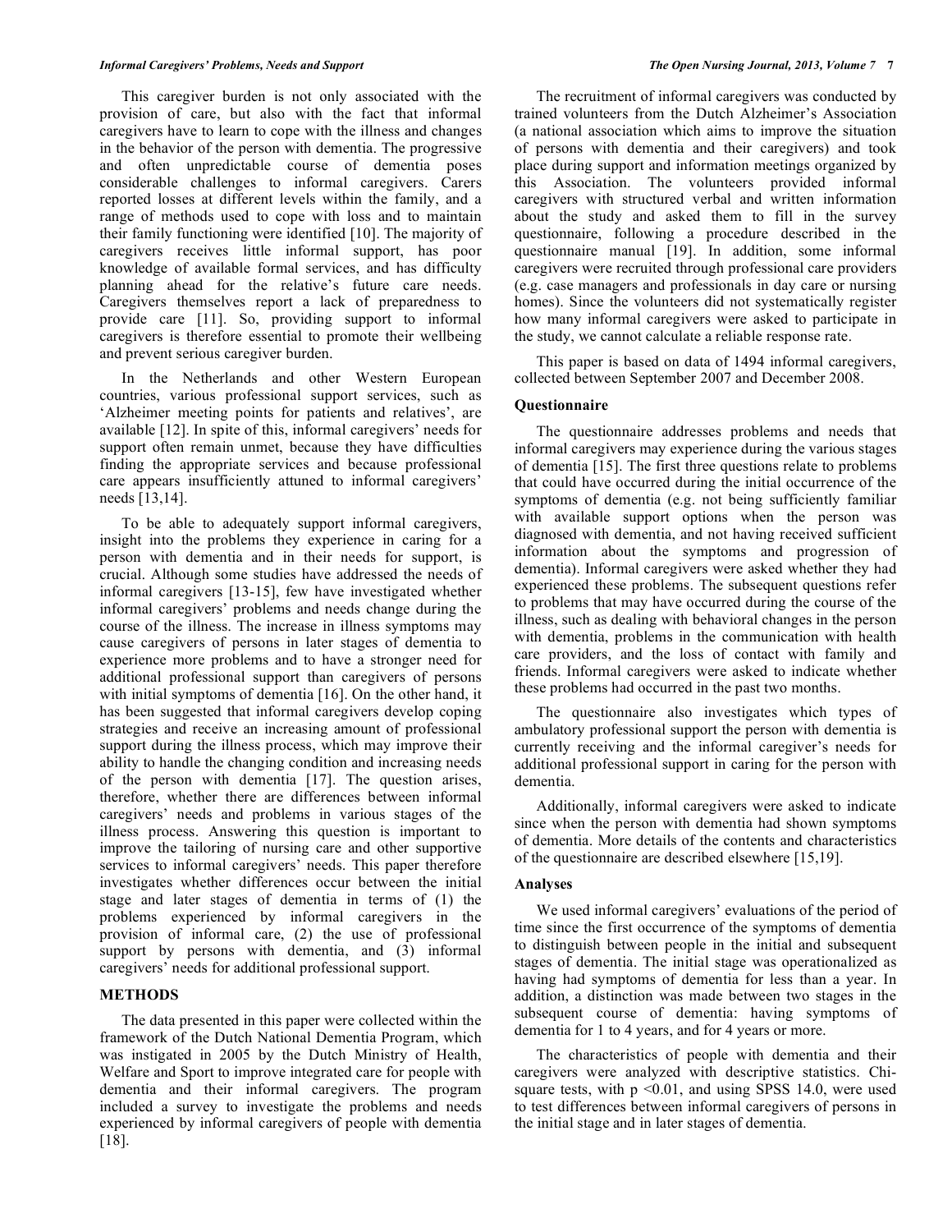This caregiver burden is not only associated with the provision of care, but also with the fact that informal caregivers have to learn to cope with the illness and changes in the behavior of the person with dementia. The progressive and often unpredictable course of dementia poses considerable challenges to informal caregivers. Carers reported losses at different levels within the family, and a range of methods used to cope with loss and to maintain their family functioning were identified [10]. The majority of caregivers receives little informal support, has poor knowledge of available formal services, and has difficulty planning ahead for the relative's future care needs. Caregivers themselves report a lack of preparedness to provide care [11]. So, providing support to informal caregivers is therefore essential to promote their wellbeing and prevent serious caregiver burden.

In the Netherlands and other Western European countries, various professional support services, such as 'Alzheimer meeting points for patients and relatives', are available [12]. In spite of this, informal caregivers' needs for support often remain unmet, because they have difficulties finding the appropriate services and because professional care appears insufficiently attuned to informal caregivers' needs [13,14].

To be able to adequately support informal caregivers, insight into the problems they experience in caring for a person with dementia and in their needs for support, is crucial. Although some studies have addressed the needs of informal caregivers [13-15], few have investigated whether informal caregivers' problems and needs change during the course of the illness. The increase in illness symptoms may cause caregivers of persons in later stages of dementia to experience more problems and to have a stronger need for additional professional support than caregivers of persons with initial symptoms of dementia [16]. On the other hand, it has been suggested that informal caregivers develop coping strategies and receive an increasing amount of professional support during the illness process, which may improve their ability to handle the changing condition and increasing needs of the person with dementia [17]. The question arises, therefore, whether there are differences between informal caregivers' needs and problems in various stages of the illness process. Answering this question is important to improve the tailoring of nursing care and other supportive services to informal caregivers' needs. This paper therefore investigates whether differences occur between the initial stage and later stages of dementia in terms of (1) the problems experienced by informal caregivers in the provision of informal care, (2) the use of professional support by persons with dementia, and (3) informal caregivers' needs for additional professional support.

## METHODS

The data presented in this paper were collected within the framework of the Dutch National Dementia Program, which was instigated in 2005 by the Dutch Ministry of Health, Welfare and Sport to improve integrated care for people with dementia and their informal caregivers. The program included a survey to investigate the problems and needs experienced by informal caregivers of people with dementia [18].

The recruitment of informal caregivers was conducted by trained volunteers from the Dutch Alzheimer's Association (a national association which aims to improve the situation of persons with dementia and their caregivers) and took place during support and information meetings organized by this Association. The volunteers provided informal caregivers with structured verbal and written information about the study and asked them to fill in the survey questionnaire, following a procedure described in the questionnaire manual [19]. In addition, some informal caregivers were recruited through professional care providers (e.g. case managers and professionals in day care or nursing homes). Since the volunteers did not systematically register how many informal caregivers were asked to participate in the study, we cannot calculate a reliable response rate.

This paper is based on data of 1494 informal caregivers, collected between September 2007 and December 2008.

### Questionnaire

The questionnaire addresses problems and needs that informal caregivers may experience during the various stages of dementia [15]. The first three questions relate to problems that could have occurred during the initial occurrence of the symptoms of dementia (e.g. not being sufficiently familiar with available support options when the person was diagnosed with dementia, and not having received sufficient information about the symptoms and progression of dementia). Informal caregivers were asked whether they had experienced these problems. The subsequent questions refer to problems that may have occurred during the course of the illness, such as dealing with behavioral changes in the person with dementia, problems in the communication with health care providers, and the loss of contact with family and friends. Informal caregivers were asked to indicate whether these problems had occurred in the past two months.

The questionnaire also investigates which types of ambulatory professional support the person with dementia is currently receiving and the informal caregiver's needs for additional professional support in caring for the person with dementia.

Additionally, informal caregivers were asked to indicate since when the person with dementia had shown symptoms of dementia. More details of the contents and characteristics of the questionnaire are described elsewhere [15,19].

### Analyses

We used informal caregivers' evaluations of the period of time since the first occurrence of the symptoms of dementia to distinguish between people in the initial and subsequent stages of dementia. The initial stage was operationalized as having had symptoms of dementia for less than a year. In addition, a distinction was made between two stages in the subsequent course of dementia: having symptoms of dementia for 1 to 4 years, and for 4 years or more.

The characteristics of people with dementia and their caregivers were analyzed with descriptive statistics. Chi-square tests, with $p < 0.01$, and using SPSS 14.0, were used to test differences between informal caregivers of persons in the initial stage and in later stages of dementia.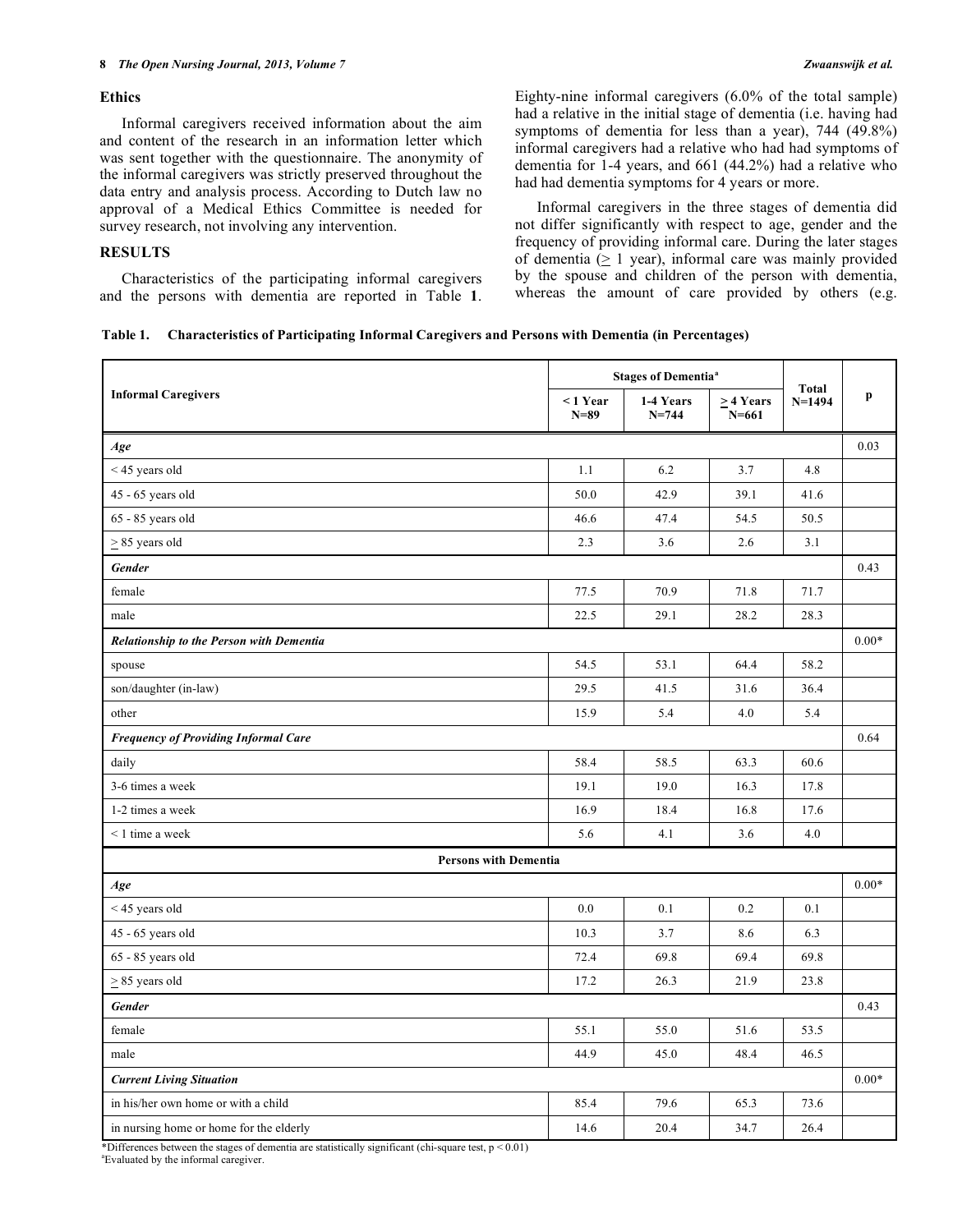### Ethics

Informal caregivers received information about the aim and content of the research in an information letter which was sent together with the questionnaire. The anonymity of the informal caregivers was strictly preserved throughout the data entry and analysis process. According to Dutch law no approval of a Medical Ethics Committee is needed for survey research, not involving any intervention.

## RESULTS

Characteristics of the participating informal caregivers and the persons with dementia are reported in Table **1**. Eighty-nine informal caregivers (6.0% of the total sample) had a relative in the initial stage of dementia (i.e. having had symptoms of dementia for less than a year), 744 (49.8%) informal caregivers had a relative who had had symptoms of dementia for 1-4 years, and 661 (44.2%) had a relative who had had dementia symptoms for 4 years or more.

Informal caregivers in the three stages of dementia did not differ significantly with respect to age, gender and the frequency of providing informal care. During the later stages of dementia (≥ 1 year), informal care was mainly provided by the spouse and children of the person with dementia, whereas the amount of care provided by others (e.g.

**Table 1. Characteristics of Participating Informal Caregivers and Persons with Dementia (in Percentages)**

| Informal Caregivers | Stages of Dementia[a] | | | Total N=1494 | p |
|---|---|---|---|---|---|
| | < 1 Year N=89 | 1-4 Years N=744 | ≥ 4 Years N=661 | | |
| ***Age*** | | | | | 0.03 |
| < 45 years old | 1.1 | 6.2 | 3.7 | 4.8 | |
| 45 - 65 years old | 50.0 | 42.9 | 39.1 | 41.6 | |
| 65 - 85 years old | 46.6 | 47.4 | 54.5 | 50.5 | |
| ≥ 85 years old | 2.3 | 3.6 | 2.6 | 3.1 | |
| ***Gender*** | | | | | 0.43 |
| female | 77.5 | 70.9 | 71.8 | 71.7 | |
| male | 22.5 | 29.1 | 28.2 | 28.3 | |
| ***Relationship to the Person with Dementia*** | | | | | 0.00* |
| spouse | 54.5 | 53.1 | 64.4 | 58.2 | |
| son/daughter (in-law) | 29.5 | 41.5 | 31.6 | 36.4 | |
| other | 15.9 | 5.4 | 4.0 | 5.4 | |
| ***Frequency of Providing Informal Care*** | | | | | 0.64 |
| daily | 58.4 | 58.5 | 63.3 | 60.6 | |
| 3-6 times a week | 19.1 | 19.0 | 16.3 | 17.8 | |
| 1-2 times a week | 16.9 | 18.4 | 16.8 | 17.6 | |
| < 1 time a week | 5.6 | 4.1 | 3.6 | 4.0 | |
| **Persons with Dementia** | | | | | |
| ***Age*** | | | | | 0.00* |
| < 45 years old | 0.0 | 0.1 | 0.2 | 0.1 | |
| 45 - 65 years old | 10.3 | 3.7 | 8.6 | 6.3 | |
| 65 - 85 years old | 72.4 | 69.8 | 69.4 | 69.8 | |
| ≥ 85 years old | 17.2 | 26.3 | 21.9 | 23.8 | |
| ***Gender*** | | | | | 0.43 |
| female | 55.1 | 55.0 | 51.6 | 53.5 | |
| male | 44.9 | 45.0 | 48.4 | 46.5 | |
| ***Current Living Situation*** | | | | | 0.00* |
| in his/her own home or with a child | 85.4 | 79.6 | 65.3 | 73.6 | |
| in nursing home or home for the elderly | 14.6 | 20.4 | 34.7 | 26.4 | |

*Differences between the stages of dementia are statistically significant (chi-square test, $p < 0.01$)
[a]Evaluated by the informal caregiver.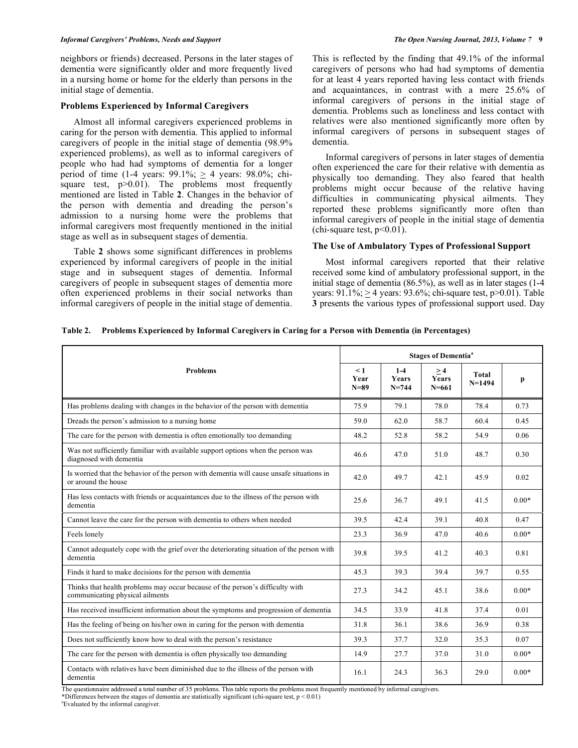neighbors or friends) decreased. Persons in the later stages of dementia were significantly older and more frequently lived in a nursing home or home for the elderly than persons in the initial stage of dementia.

### Problems Experienced by Informal Caregivers

Almost all informal caregivers experienced problems in caring for the person with dementia. This applied to informal caregivers of people in the initial stage of dementia (98.9% experienced problems), as well as to informal caregivers of people who had had symptoms of dementia for a longer period of time (1-4 years: 99.1%; ≥ 4 years: 98.0%; chi-square test, $p>0.01$). The problems most frequently mentioned are listed in Table **2**. Changes in the behavior of the person with dementia and dreading the person's admission to a nursing home were the problems that informal caregivers most frequently mentioned in the initial stage as well as in subsequent stages of dementia.

Table **2** shows some significant differences in problems experienced by informal caregivers of people in the initial stage and in subsequent stages of dementia. Informal caregivers of people in subsequent stages of dementia more often experienced problems in their social networks than informal caregivers of people in the initial stage of dementia. This is reflected by the finding that 49.1% of the informal caregivers of persons who had had symptoms of dementia for at least 4 years reported having less contact with friends and acquaintances, in contrast with a mere 25.6% of informal caregivers of persons in the initial stage of dementia. Problems such as loneliness and less contact with relatives were also mentioned significantly more often by informal caregivers of persons in subsequent stages of dementia.

Informal caregivers of persons in later stages of dementia often experienced the care for their relative with dementia as physically too demanding. They also feared that health problems might occur because of the relative having difficulties in communicating physical ailments. They reported these problems significantly more often than informal caregivers of people in the initial stage of dementia (chi-square test, $p<0.01$).

### The Use of Ambulatory Types of Professional Support

Most informal caregivers reported that their relative received some kind of ambulatory professional support, in the initial stage of dementia (86.5%), as well as in later stages (1-4 years: 91.1%; ≥ 4 years: 93.6%; chi-square test, $p>0.01$). Table **3** presents the various types of professional support used. Day

**Table 2. Problems Experienced by Informal Caregivers in Caring for a Person with Dementia (in Percentages)**

| Problems | Stages of Dementia[a] | | | | |
|---|---|---|---|---|---|
| | < 1 Year N=89 | 1-4 Years N=744 | ≥ 4 Years N=661 | Total N=1494 | p |
| Has problems dealing with changes in the behavior of the person with dementia | 75.9 | 79.1 | 78.0 | 78.4 | 0.73 |
| Dreads the person's admission to a nursing home | 59.0 | 62.0 | 58.7 | 60.4 | 0.45 |
| The care for the person with dementia is often emotionally too demanding | 48.2 | 52.8 | 58.2 | 54.9 | 0.06 |
| Was not sufficiently familiar with available support options when the person was diagnosed with dementia | 46.6 | 47.0 | 51.0 | 48.7 | 0.30 |
| Is worried that the behavior of the person with dementia will cause unsafe situations in or around the house | 42.0 | 49.7 | 42.1 | 45.9 | 0.02 |
| Has less contacts with friends or acquaintances due to the illness of the person with dementia | 25.6 | 36.7 | 49.1 | 41.5 | 0.00* |
| Cannot leave the care for the person with dementia to others when needed | 39.5 | 42.4 | 39.1 | 40.8 | 0.47 |
| Feels lonely | 23.3 | 36.9 | 47.0 | 40.6 | 0.00* |
| Cannot adequately cope with the grief over the deteriorating situation of the person with dementia | 39.8 | 39.5 | 41.2 | 40.3 | 0.81 |
| Finds it hard to make decisions for the person with dementia | 45.3 | 39.3 | 39.4 | 39.7 | 0.55 |
| Thinks that health problems may occur because of the person's difficulty with communicating physical ailments | 27.3 | 34.2 | 45.1 | 38.6 | 0.00* |
| Has received insufficient information about the symptoms and progression of dementia | 34.5 | 33.9 | 41.8 | 37.4 | 0.01 |
| Has the feeling of being on his/her own in caring for the person with dementia | 31.8 | 36.1 | 38.6 | 36.9 | 0.38 |
| Does not sufficiently know how to deal with the person's resistance | 39.3 | 37.7 | 32.0 | 35.3 | 0.07 |
| The care for the person with dementia is often physically too demanding | 14.9 | 27.7 | 37.0 | 31.0 | 0.00* |
| Contacts with relatives have been diminished due to the illness of the person with dementia | 16.1 | 24.3 | 36.3 | 29.0 | 0.00* |

The questionnaire addressed a total number of 35 problems. This table reports the problems most frequently mentioned by informal caregivers.
*Differences between the stages of dementia are statistically significant (chi-square test, $p < 0.01$)
[a]Evaluated by the informal caregiver.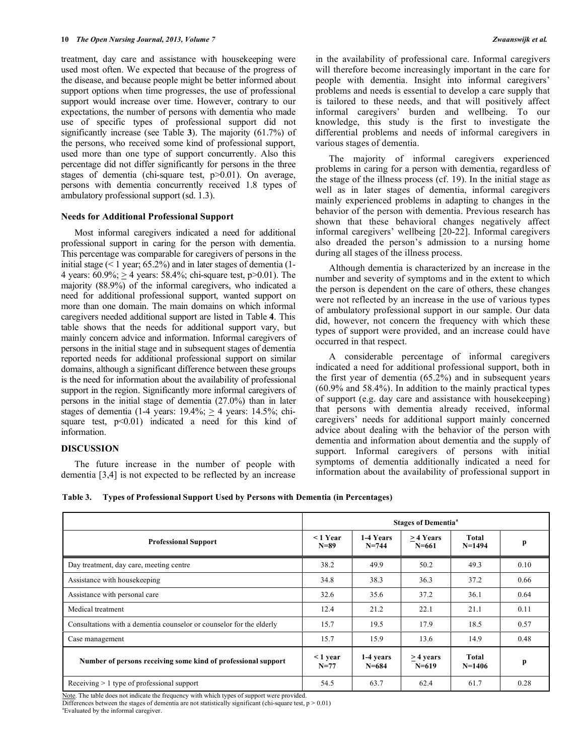treatment, day care and assistance with housekeeping were used most often. We expected that because of the progress of the disease, and because people might be better informed about support options when time progresses, the use of professional support would increase over time. However, contrary to our expectations, the number of persons with dementia who made use of specific types of professional support did not significantly increase (see Table **3**). The majority (61.7%) of the persons, who received some kind of professional support, used more than one type of support concurrently. Also this percentage did not differ significantly for persons in the three stages of dementia (chi-square test, $p>0.01$). On average, persons with dementia concurrently received 1.8 types of ambulatory professional support (sd. 1.3).

### Needs for Additional Professional Support

Most informal caregivers indicated a need for additional professional support in caring for the person with dementia. This percentage was comparable for caregivers of persons in the initial stage (< 1 year; 65.2%) and in later stages of dementia (1-4 years: 60.9%; ≥ 4 years: 58.4%; chi-square test, $p>0.01$). The majority (88.9%) of the informal caregivers, who indicated a need for additional professional support, wanted support on more than one domain. The main domains on which informal caregivers needed additional support are listed in Table **4**. This table shows that the needs for additional support vary, but mainly concern advice and information. Informal caregivers of persons in the initial stage and in subsequent stages of dementia reported needs for additional professional support on similar domains, although a significant difference between these groups is the need for information about the availability of professional support in the region. Significantly more informal caregivers of persons in the initial stage of dementia (27.0%) than in later stages of dementia (1-4 years: 19.4%; ≥ 4 years: 14.5%; chi-square test, $p<0.01$) indicated a need for this kind of information.

## DISCUSSION

The future increase in the number of people with dementia [3,4] is not expected to be reflected by an increase in the availability of professional care. Informal caregivers will therefore become increasingly important in the care for people with dementia. Insight into informal caregivers' problems and needs is essential to develop a care supply that is tailored to these needs, and that will positively affect informal caregivers' burden and wellbeing. To our knowledge, this study is the first to investigate the differential problems and needs of informal caregivers in various stages of dementia.

The majority of informal caregivers experienced problems in caring for a person with dementia, regardless of the stage of the illness process (cf. 19). In the initial stage as well as in later stages of dementia, informal caregivers mainly experienced problems in adapting to changes in the behavior of the person with dementia. Previous research has shown that these behavioral changes negatively affect informal caregivers' wellbeing [20-22]. Informal caregivers also dreaded the person's admission to a nursing home during all stages of the illness process.

Although dementia is characterized by an increase in the number and severity of symptoms and in the extent to which the person is dependent on the care of others, these changes were not reflected by an increase in the use of various types of ambulatory professional support in our sample. Our data did, however, not concern the frequency with which these types of support were provided, and an increase could have occurred in that respect.

A considerable percentage of informal caregivers indicated a need for additional professional support, both in the first year of dementia (65.2%) and in subsequent years (60.9% and 58.4%). In addition to the mainly practical types of support (e.g. day care and assistance with housekeeping) that persons with dementia already received, informal caregivers' needs for additional support mainly concerned advice about dealing with the behavior of the person with dementia and information about dementia and the supply of support. Informal caregivers of persons with initial symptoms of dementia additionally indicated a need for information about the availability of professional support in

**Table 3. Types of Professional Support Used by Persons with Dementia (in Percentages)**

| | Stages of Dementia[a] | | | | |
|---|---|---|---|---|---|
| **Professional Support** | **< 1 Year N=89** | **1-4 Years N=744** | **≥ 4 Years N=661** | **Total N=1494** | **p** |
| Day treatment, day care, meeting centre | 38.2 | 49.9 | 50.2 | 49.3 | 0.10 |
| Assistance with housekeeping | 34.8 | 38.3 | 36.3 | 37.2 | 0.66 |
| Assistance with personal care | 32.6 | 35.6 | 37.2 | 36.1 | 0.64 |
| Medical treatment | 12.4 | 21.2 | 22.1 | 21.1 | 0.11 |
| Consultations with a dementia counselor or counselor for the elderly | 15.7 | 19.5 | 17.9 | 18.5 | 0.57 |
| Case management | 15.7 | 15.9 | 13.6 | 14.9 | 0.48 |
| **Number of persons receiving some kind of professional support** | **< 1 year N=77** | **1-4 years N=684** | **≥ 4 years N=619** | **Total N=1406** | **p** |
| Receiving > 1 type of professional support | 54.5 | 63.7 | 62.4 | 61.7 | 0.28 |

Note. The table does not indicate the frequency with which types of support were provided.
Differences between the stages of dementia are not statistically significant (chi-square test, $p > 0.01$)
[a]Evaluated by the informal caregiver.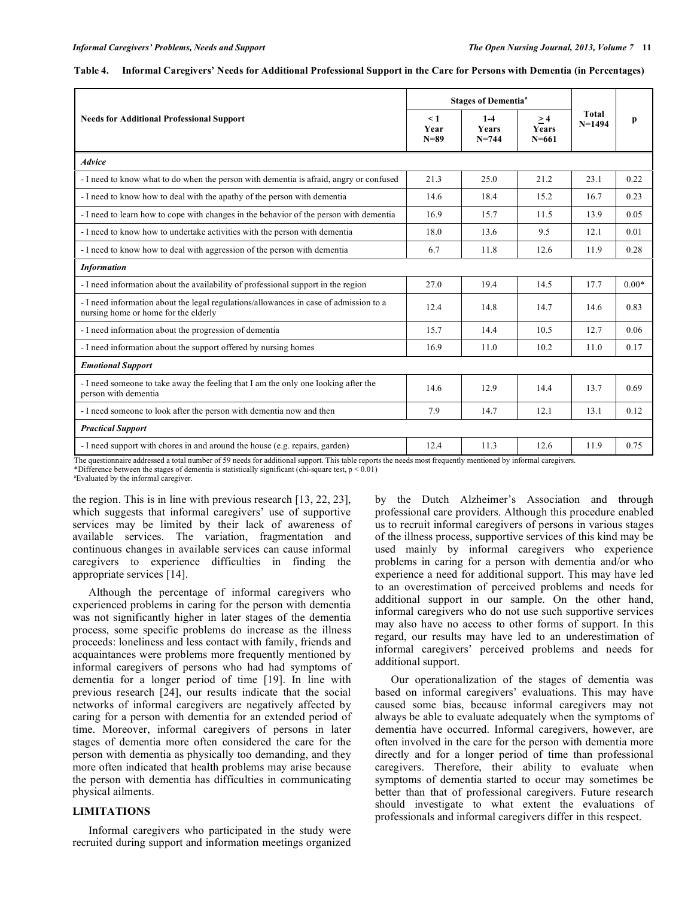**Table 4. Informal Caregivers' Needs for Additional Professional Support in the Care for Persons with Dementia (in Percentages)**

| Needs for Additional Professional Support | Stages of Dementia[a] | | | Total N=1494 | p |
|---|---|---|---|---|---|
| | < 1 Year N=89 | 1-4 Years N=744 | ≥ 4 Years N=661 | | |
| ***Advice*** | | | | | |
| - I need to know what to do when the person with dementia is afraid, angry or confused | 21.3 | 25.0 | 21.2 | 23.1 | 0.22 |
| - I need to know how to deal with the apathy of the person with dementia | 14.6 | 18.4 | 15.2 | 16.7 | 0.23 |
| - I need to learn how to cope with changes in the behavior of the person with dementia | 16.9 | 15.7 | 11.5 | 13.9 | 0.05 |
| - I need to know how to undertake activities with the person with dementia | 18.0 | 13.6 | 9.5 | 12.1 | 0.01 |
| - I need to know how to deal with aggression of the person with dementia | 6.7 | 11.8 | 12.6 | 11.9 | 0.28 |
| ***Information*** | | | | | |
| - I need information about the availability of professional support in the region | 27.0 | 19.4 | 14.5 | 17.7 | 0.00* |
| - I need information about the legal regulations/allowances in case of admission to a nursing home or home for the elderly | 12.4 | 14.8 | 14.7 | 14.6 | 0.83 |
| - I need information about the progression of dementia | 15.7 | 14.4 | 10.5 | 12.7 | 0.06 |
| - I need information about the support offered by nursing homes | 16.9 | 11.0 | 10.2 | 11.0 | 0.17 |
| ***Emotional Support*** | | | | | |
| - I need someone to take away the feeling that I am the only one looking after the person with dementia | 14.6 | 12.9 | 14.4 | 13.7 | 0.69 |
| - I need someone to look after the person with dementia now and then | 7.9 | 14.7 | 12.1 | 13.1 | 0.12 |
| ***Practical Support*** | | | | | |
| - I need support with chores in and around the house (e.g. repairs, garden) | 12.4 | 11.3 | 12.6 | 11.9 | 0.75 |

The questionnaire addressed a total number of 59 needs for additional support. This table reports the needs most frequently mentioned by informal caregivers.
*Difference between the stages of dementia is statistically significant (chi-square test, $p < 0.01$)
[a]Evaluated by the informal caregiver.

the region. This is in line with previous research [13, 22, 23], which suggests that informal caregivers' use of supportive services may be limited by their lack of awareness of available services. The variation, fragmentation and continuous changes in available services can cause informal caregivers to experience difficulties in finding the appropriate services [14].

Although the percentage of informal caregivers who experienced problems in caring for the person with dementia was not significantly higher in later stages of the dementia process, some specific problems do increase as the illness proceeds: loneliness and less contact with family, friends and acquaintances were problems more frequently mentioned by informal caregivers of persons who had had symptoms of dementia for a longer period of time [19]. In line with previous research [24], our results indicate that the social networks of informal caregivers are negatively affected by caring for a person with dementia for an extended period of time. Moreover, informal caregivers of persons in later stages of dementia more often considered the care for the person with dementia as physically too demanding, and they more often indicated that health problems may arise because the person with dementia has difficulties in communicating physical ailments.

## LIMITATIONS

Informal caregivers who participated in the study were recruited during support and information meetings organized by the Dutch Alzheimer's Association and through professional care providers. Although this procedure enabled us to recruit informal caregivers of persons in various stages of the illness process, supportive services of this kind may be used mainly by informal caregivers who experience problems in caring for a person with dementia and/or who experience a need for additional support. This may have led to an overestimation of perceived problems and needs for additional support in our sample. On the other hand, informal caregivers who do not use such supportive services may also have no access to other forms of support. In this regard, our results may have led to an underestimation of informal caregivers' perceived problems and needs for additional support.

Our operationalization of the stages of dementia was based on informal caregivers' evaluations. This may have caused some bias, because informal caregivers may not always be able to evaluate adequately when the symptoms of dementia have occurred. Informal caregivers, however, are often involved in the care for the person with dementia more directly and for a longer period of time than professional caregivers. Therefore, their ability to evaluate when symptoms of dementia started to occur may sometimes be better than that of professional caregivers. Future research should investigate to what extent the evaluations of professionals and informal caregivers differ in this respect.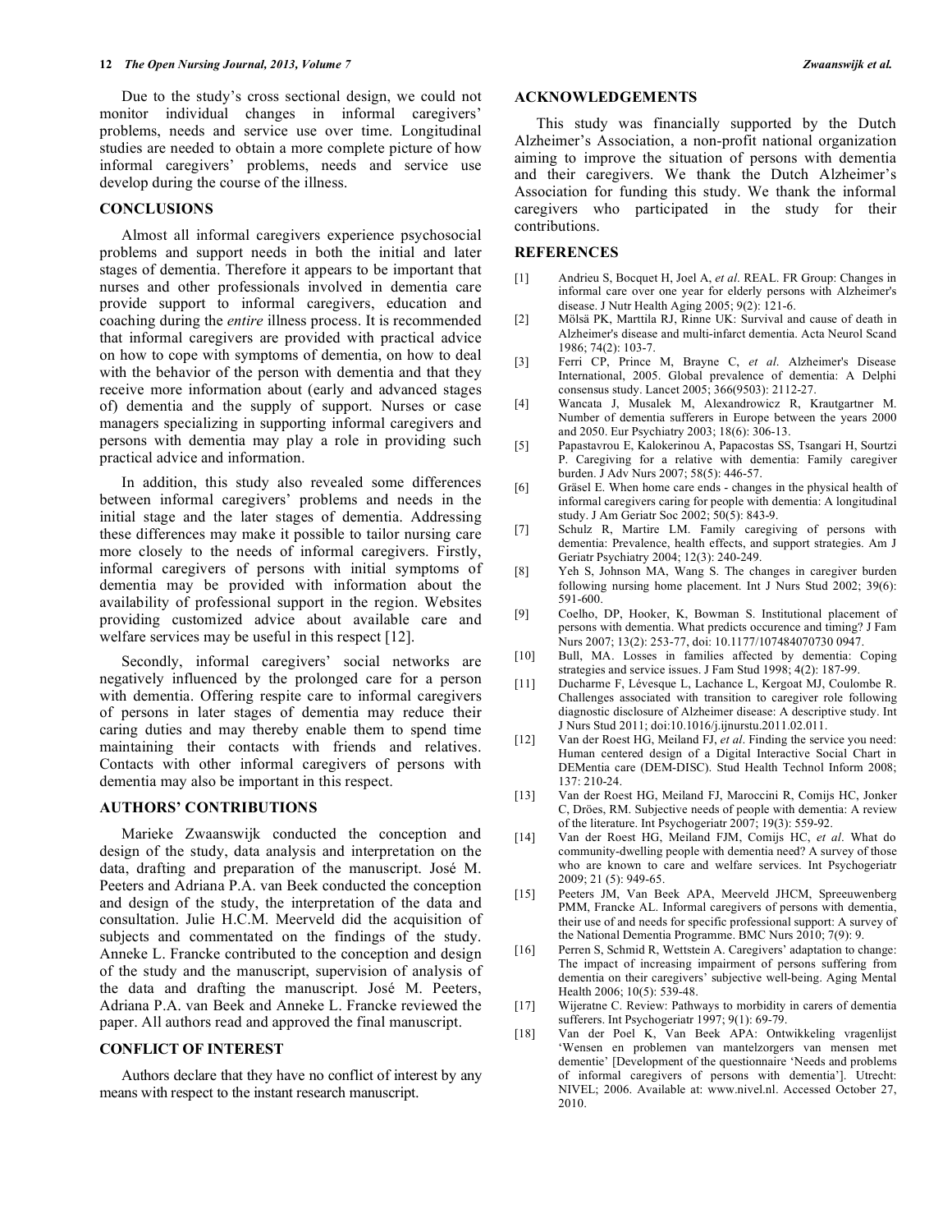Due to the study's cross sectional design, we could not monitor individual changes in informal caregivers' problems, needs and service use over time. Longitudinal studies are needed to obtain a more complete picture of how informal caregivers' problems, needs and service use develop during the course of the illness.

## CONCLUSIONS

Almost all informal caregivers experience psychosocial problems and support needs in both the initial and later stages of dementia. Therefore it appears to be important that nurses and other professionals involved in dementia care provide support to informal caregivers, education and coaching during the *entire* illness process. It is recommended that informal caregivers are provided with practical advice on how to cope with symptoms of dementia, on how to deal with the behavior of the person with dementia and that they receive more information about (early and advanced stages of) dementia and the supply of support. Nurses or case managers specializing in supporting informal caregivers and persons with dementia may play a role in providing such practical advice and information.

In addition, this study also revealed some differences between informal caregivers' problems and needs in the initial stage and the later stages of dementia. Addressing these differences may make it possible to tailor nursing care more closely to the needs of informal caregivers. Firstly, informal caregivers of persons with initial symptoms of dementia may be provided with information about the availability of professional support in the region. Websites providing customized advice about available care and welfare services may be useful in this respect [12].

Secondly, informal caregivers' social networks are negatively influenced by the prolonged care for a person with dementia. Offering respite care to informal caregivers of persons in later stages of dementia may reduce their caring duties and may thereby enable them to spend time maintaining their contacts with friends and relatives. Contacts with other informal caregivers of persons with dementia may also be important in this respect.

## AUTHORS' CONTRIBUTIONS

Marieke Zwaanswijk conducted the conception and design of the study, data analysis and interpretation on the data, drafting and preparation of the manuscript. José M. Peeters and Adriana P.A. van Beek conducted the conception and design of the study, the interpretation of the data and consultation. Julie H.C.M. Meerveld did the acquisition of subjects and commentated on the findings of the study. Anneke L. Francke contributed to the conception and design of the study and the manuscript, supervision of analysis of the data and drafting the manuscript. José M. Peeters, Adriana P.A. van Beek and Anneke L. Francke reviewed the paper. All authors read and approved the final manuscript.

## CONFLICT OF INTEREST

Authors declare that they have no conflict of interest by any means with respect to the instant research manuscript.

## ACKNOWLEDGEMENTS

This study was financially supported by the Dutch Alzheimer's Association, a non-profit national organization aiming to improve the situation of persons with dementia and their caregivers. We thank the Dutch Alzheimer's Association for funding this study. We thank the informal caregivers who participated in the study for their contributions.

## REFERENCES

[1] Andrieu S, Bocquet H, Joel A, *et al*. REAL. FR Group: Changes in informal care over one year for elderly persons with Alzheimer's disease. J Nutr Health Aging 2005; 9(2): 121-6.

[2] Mölsä PK, Marttila RJ, Rinne UK: Survival and cause of death in Alzheimer's disease and multi-infarct dementia. Acta Neurol Scand 1986; 74(2): 103-7.

[3] Ferri CP, Prince M, Brayne C, *et al*. Alzheimer's Disease International, 2005. Global prevalence of dementia: A Delphi consensus study. Lancet 2005; 366(9503): 2112-27.

[4] Wancata J, Musalek M, Alexandrowicz R, Krautgartner M. Number of dementia sufferers in Europe between the years 2000 and 2050. Eur Psychiatry 2003; 18(6): 306-13.

[5] Papastavrou E, Kalokerinou A, Papacostas SS, Tsangari H, Sourtzi P. Caregiving for a relative with dementia: Family caregiver burden. J Adv Nurs 2007; 58(5): 446-57.

[6] Gräsel E. When home care ends - changes in the physical health of informal caregivers caring for people with dementia: A longitudinal study. J Am Geriatr Soc 2002; 50(5): 843-9.

[7] Schulz R, Martire LM. Family caregiving of persons with dementia: Prevalence, health effects, and support strategies. Am J Geriatr Psychiatry 2004; 12(3): 240-249.

[8] Yeh S, Johnson MA, Wang S. The changes in caregiver burden following nursing home placement. Int J Nurs Stud 2002; 39(6): 591-600.

[9] Coelho, DP, Hooker, K, Bowman S. Institutional placement of persons with dementia. What predicts occurence and timing? J Fam Nurs 2007; 13(2): 253-77, doi: 10.1177/107484070730 0947.

[10] Bull, MA. Losses in families affected by dementia: Coping strategies and service issues. J Fam Stud 1998; 4(2): 187-99.

[11] Ducharme F, Lévesque L, Lachance L, Kergoat MJ, Coulombe R. Challenges associated with transition to caregiver role following diagnostic disclosure of Alzheimer disease: A descriptive study. Int J Nurs Stud 2011; doi:10.1016/j.ijnurstu.2011.02.011.

[12] Van der Roest HG, Meiland FJ, *et al*. Finding the service you need: Human centered design of a Digital Interactive Social Chart in DEMentia care (DEM-DISC). Stud Health Technol Inform 2008; 137: 210-24.

[13] Van der Roest HG, Meiland FJ, Maroccini R, Comijs HC, Jonker C, Dröes, RM. Subjective needs of people with dementia: A review of the literature. Int Psychogeriatr 2007; 19(3): 559-92.

[14] Van der Roest HG, Meiland FJM, Comijs HC, *et al*. What do community-dwelling people with dementia need? A survey of those who are known to care and welfare services. Int Psychogeriatr 2009; 21 (5): 949-65.

[15] Peeters JM, Van Beek APA, Meerveld JHCM, Spreeuwenberg PMM, Francke AL. Informal caregivers of persons with dementia, their use of and needs for specific professional support: A survey of the National Dementia Programme. BMC Nurs 2010; 7(9): 9.

[16] Perren S, Schmid R, Wettstein A. Caregivers' adaptation to change: The impact of increasing impairment of persons suffering from dementia on their caregivers' subjective well-being. Aging Mental Health 2006; 10(5): 539-48.

[17] Wijeratne C. Review: Pathways to morbidity in carers of dementia sufferers. Int Psychogeriatr 1997; 9(1): 69-79.

[18] Van der Poel K, Van Beek APA: Ontwikkeling vragenlijst 'Wensen en problemen van mantelzorgers van mensen met dementie' [Development of the questionnaire 'Needs and problems of informal caregivers of persons with dementia']. Utrecht: NIVEL; 2006. Available at: www.nivel.nl. Accessed October 27, 2010.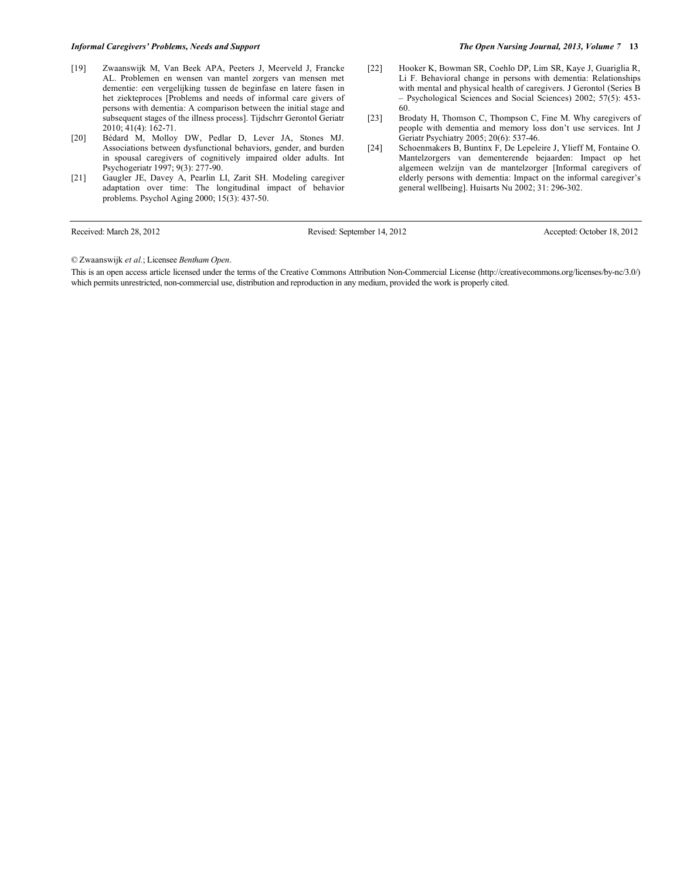[19] Zwaanswijk M, Van Beek APA, Peeters J, Meerveld J, Francke AL. Problemen en wensen van mantel zorgers van mensen met dementie: een vergelijking tussen de beginfase en latere fasen in het ziekteproces [Problems and needs of informal care givers of persons with dementia: A comparison between the initial stage and subsequent stages of the illness process]. Tijdschrr Gerontol Geriatr 2010; 41(4): 162-71.

[20] Bédard M, Molloy DW, Pedlar D, Lever JA, Stones MJ. Associations between dysfunctional behaviors, gender, and burden in spousal caregivers of cognitively impaired older adults. Int Psychogeriatr 1997; 9(3): 277-90.

[21] Gaugler JE, Davey A, Pearlin LI, Zarit SH. Modeling caregiver adaptation over time: The longitudinal impact of behavior problems. Psychol Aging 2000; 15(3): 437-50.

[22] Hooker K, Bowman SR, Coehlo DP, Lim SR, Kaye J, Guariglia R, Li F. Behavioral change in persons with dementia: Relationships with mental and physical health of caregivers. J Gerontol (Series B – Psychological Sciences and Social Sciences) 2002; 57(5): 453-60.

[23] Brodaty H, Thomson C, Thompson C, Fine M. Why caregivers of people with dementia and memory loss don't use services. Int J Geriatr Psychiatry 2005; 20(6): 537-46.

[24] Schoenmakers B, Buntinx F, De Lepeleire J, Ylieff M, Fontaine O. Mantelzorgers van dementerende bejaarden: Impact op het algemeen welzijn van de mantelzorger [Informal caregivers of elderly persons with dementia: Impact on the informal caregiver's general wellbeing]. Huisarts Nu 2002; 31: 296-302.

Received: March 28, 2012 Revised: September 14, 2012 Accepted: October 18, 2012

© Zwaanswijk *et al*.; Licensee *Bentham Open*.

This is an open access article licensed under the terms of the Creative Commons Attribution Non-Commercial License (http://creativecommons.org/licenses/by-nc/3.0/) which permits unrestricted, non-commercial use, distribution and reproduction in any medium, provided the work is properly cited.